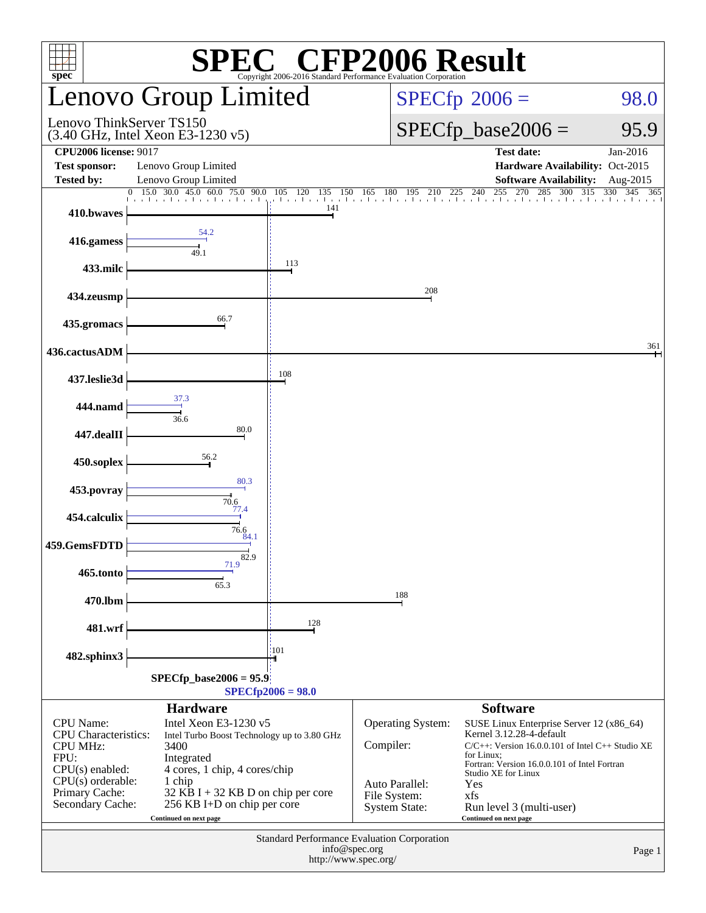# SPEC CFP2006 Result

Copyright 2006-2016 Standard Performance Evaluation Corporation

## Lenovo Group Limited

Lenovo ThinkServer TS150
(3.40 GHz, Intel Xeon E3-1230 v5)

SPECfp 2006 = 98.0

SPECfp_base2006 = 95.9

| | | | |
|---|---|---|---|
| **CPU2006 license:** 9017 | | **Test date:** | Jan-2016 |
| **Test sponsor:** | Lenovo Group Limited | **Hardware Availability:** | Oct-2015 |
| **Tested by:** | Lenovo Group Limited | **Software Availability:** | Aug-2015 |

| Benchmark | Base | Peak |
|---|---|---|
| 410.bwaves | 141 | |
| 416.gamess | 49.1 | 54.2 |
| 433.milc | 113 | |
| 434.zeusmp | 208 | |
| 435.gromacs | 66.7 | |
| 436.cactusADM | 361 | |
| 437.leslie3d | 108 | |
| 444.namd | 36.6 | 37.3 |
| 447.dealII | 80.0 | |
| 450.soplex | 56.2 | |
| 453.povray | 70.6 | 80.3 |
| 454.calculix | 76.6 | 77.4 |
| 459.GemsFDTD | 82.9 | 84.1 |
| 465.tonto | 65.3 | 71.9 |
| 470.lbm | 188 | |
| 481.wrf | 128 | |
| 482.sphinx3 | 101 | |

SPECfp_base2006 = 95.9

SPECfp2006 = 98.0

### Hardware

| | |
|---|---|
| CPU Name: | Intel Xeon E3-1230 v5 |
| CPU Characteristics: | Intel Turbo Boost Technology up to 3.80 GHz |
| CPU MHz: | 3400 |
| FPU: | Integrated |
| CPU(s) enabled: | 4 cores, 1 chip, 4 cores/chip |
| CPU(s) orderable: | 1 chip |
| Primary Cache: | 32 KB I + 32 KB D on chip per core |
| Secondary Cache: | 256 KB I+D on chip per core |

Continued on next page

### Software

| | |
|---|---|
| Operating System: | SUSE Linux Enterprise Server 12 (x86_64) Kernel 3.12.28-4-default |
| Compiler: | C/C++: Version 16.0.0.101 of Intel C++ Studio XE for Linux; Fortran: Version 16.0.0.101 of Intel Fortran Studio XE for Linux |
| Auto Parallel: | Yes |
| File System: | xfs |
| System State: | Run level 3 (multi-user) |

Continued on next page

Standard Performance Evaluation Corporation
info@spec.org
http://www.spec.org/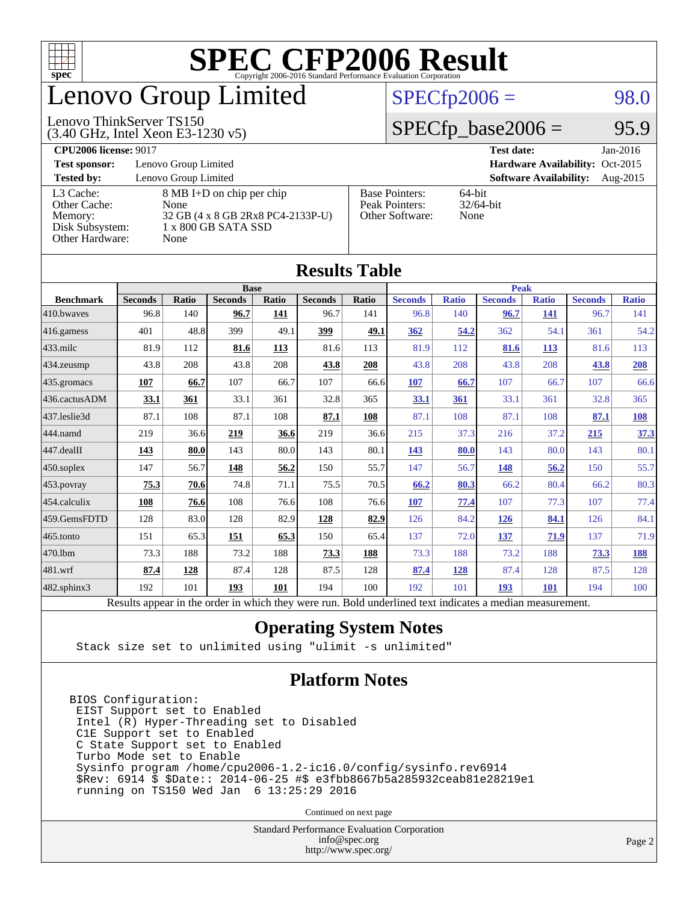# SPEC CFP2006 Result

Copyright 2006-2016 Standard Performance Evaluation Corporation

# Lenovo Group Limited

Lenovo ThinkServer TS150
(3.40 GHz, Intel Xeon E3-1230 v5)

SPECfp2006 = 98.0

SPECfp_base2006 = 95.9

| | | | |
|---|---|---|---|
| **CPU2006 license:** 9017 | | **Test date:** | Jan-2016 |
| **Test sponsor:** | Lenovo Group Limited | **Hardware Availability:** | Oct-2015 |
| **Tested by:** | Lenovo Group Limited | **Software Availability:** | Aug-2015 |

| | |
|---|---|
| L3 Cache: | 8 MB I+D on chip per chip |
| Other Cache: | None |
| Memory: | 32 GB (4 x 8 GB 2Rx8 PC4-2133P-U) |
| Disk Subsystem: | 1 x 800 GB SATA SSD |
| Other Hardware: | None |

| | |
|---|---|
| Base Pointers: | 64-bit |
| Peak Pointers: | 32/64-bit |
| Other Software: | None |

## Results Table

| | Base | | | | | | Peak | | | | | |
|---|---|---|---|---|---|---|---|---|---|---|---|---|
| **Benchmark** | **Seconds** | **Ratio** | **Seconds** | **Ratio** | **Seconds** | **Ratio** | **Seconds** | **Ratio** | **Seconds** | **Ratio** | **Seconds** | **Ratio** |
| 410.bwaves | 96.8 | 140 | **96.7** | **141** | 96.7 | 141 | 96.8 | 140 | **96.7** | **141** | 96.7 | 141 |
| 416.gamess | 401 | 48.8 | 399 | 49.1 | **399** | **49.1** | **362** | **54.2** | 362 | 54.1 | 361 | 54.2 |
| 433.milc | 81.9 | 112 | **81.6** | **113** | 81.6 | 113 | 81.9 | 112 | **81.6** | **113** | 81.6 | 113 |
| 434.zeusmp | 43.8 | 208 | 43.8 | 208 | **43.8** | **208** | 43.8 | 208 | 43.8 | 208 | **43.8** | **208** |
| 435.gromacs | **107** | **66.7** | 107 | 66.7 | 107 | 66.6 | **107** | **66.7** | 107 | 66.7 | 107 | 66.6 |
| 436.cactusADM | **33.1** | **361** | 33.1 | 361 | 32.8 | 365 | **33.1** | **361** | 33.1 | 361 | 32.8 | 365 |
| 437.leslie3d | 87.1 | 108 | 87.1 | 108 | **87.1** | **108** | 87.1 | 108 | 87.1 | 108 | **87.1** | **108** |
| 444.namd | 219 | 36.6 | **219** | **36.6** | 219 | 36.6 | 215 | 37.3 | 216 | 37.2 | **215** | **37.3** |
| 447.dealII | **143** | **80.0** | 143 | 80.0 | 143 | 80.1 | **143** | **80.0** | 143 | 80.0 | 143 | 80.1 |
| 450.soplex | 147 | 56.7 | **148** | **56.2** | 150 | 55.7 | 147 | 56.7 | **148** | **56.2** | 150 | 55.7 |
| 453.povray | **75.3** | **70.6** | 74.8 | 71.1 | 75.5 | 70.5 | **66.2** | **80.3** | 66.2 | 80.4 | 66.2 | 80.3 |
| 454.calculix | **108** | **76.6** | 108 | 76.6 | 108 | 76.6 | **107** | **77.4** | 107 | 77.3 | 107 | 77.4 |
| 459.GemsFDTD | 128 | 83.0 | 128 | 82.9 | **128** | **82.9** | 126 | 84.2 | **126** | **84.1** | 126 | 84.1 |
| 465.tonto | 151 | 65.3 | **151** | **65.3** | 150 | 65.4 | 137 | 72.0 | **137** | **71.9** | 137 | 71.9 |
| 470.lbm | 73.3 | 188 | 73.2 | 188 | **73.3** | **188** | 73.3 | 188 | 73.2 | 188 | **73.3** | **188** |
| 481.wrf | **87.4** | **128** | 87.4 | 128 | 87.5 | 128 | **87.4** | **128** | 87.4 | 128 | 87.5 | 128 |
| 482.sphinx3 | 192 | 101 | **193** | **101** | 194 | 100 | 192 | 101 | **193** | **101** | 194 | 100 |

Results appear in the order in which they were run. Bold underlined text indicates a median measurement.

## Operating System Notes

```
Stack size set to unlimited using "ulimit -s unlimited"
```

## Platform Notes

```
BIOS Configuration:
 EIST Support set to Enabled
 Intel (R) Hyper-Threading set to Disabled
 C1E Support set to Enabled
 C State Support set to Enabled
 Turbo Mode set to Enable
 Sysinfo program /home/cpu2006-1.2-ic16.0/config/sysinfo.rev6914
 $Rev: 6914 $ $Date:: 2014-06-25 #$ e3fbb8667b5a285932ceab81e28219e1
 running on TS150 Wed Jan  6 13:25:29 2016
```

Continued on next page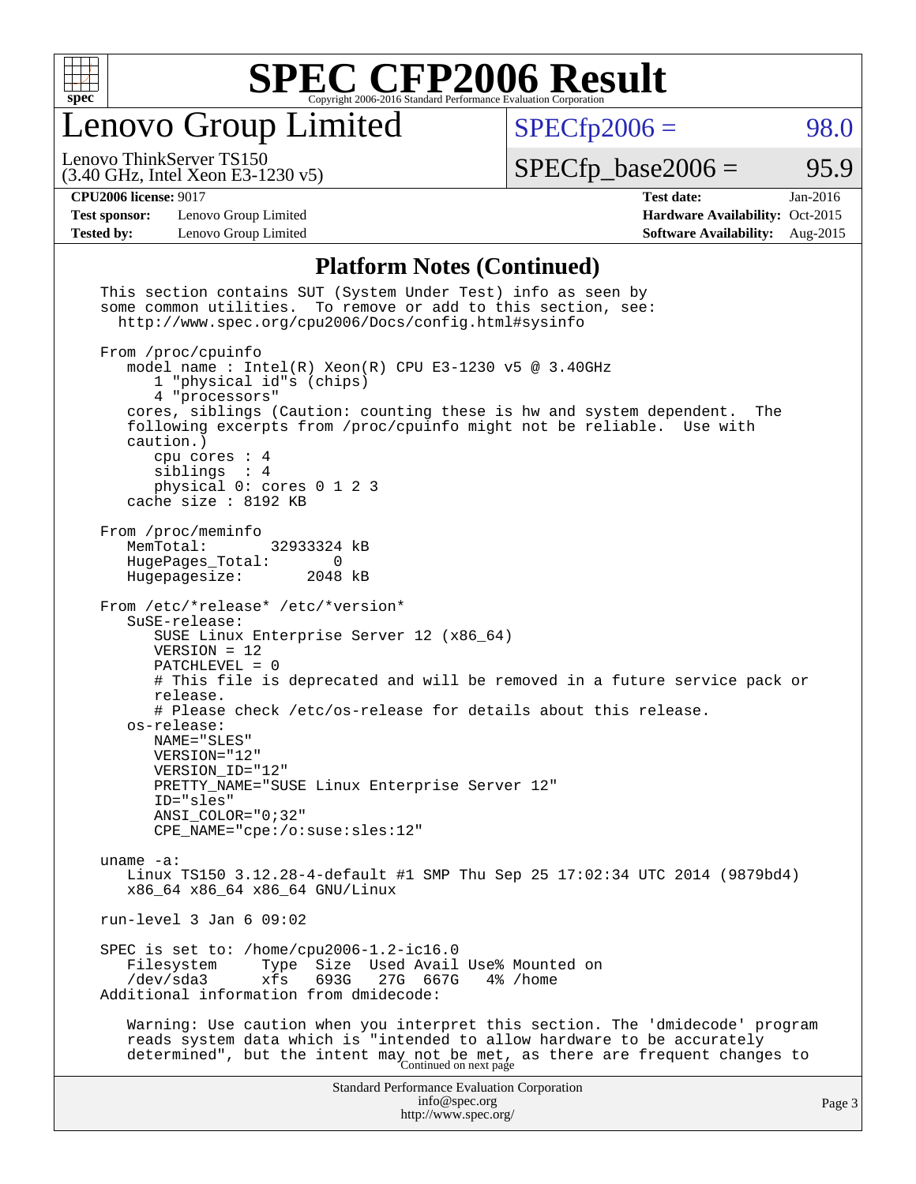## Platform Notes (Continued)

```
This section contains SUT (System Under Test) info as seen by
some common utilities.  To remove or add to this section, see:
  http://www.spec.org/cpu2006/Docs/config.html#sysinfo

From /proc/cpuinfo
   model name : Intel(R) Xeon(R) CPU E3-1230 v5 @ 3.40GHz
      1 "physical id"s (chips)
      4 "processors"
   cores, siblings (Caution: counting these is hw and system dependent.  The
   following excerpts from /proc/cpuinfo might not be reliable.  Use with
   caution.)
      cpu cores : 4
      siblings  : 4
      physical 0: cores 0 1 2 3
   cache size : 8192 KB

From /proc/meminfo
   MemTotal:       32933324 kB
   HugePages_Total:       0
   Hugepagesize:       2048 kB

From /etc/*release* /etc/*version*
   SuSE-release:
      SUSE Linux Enterprise Server 12 (x86_64)
      VERSION = 12
      PATCHLEVEL = 0
      # This file is deprecated and will be removed in a future service pack or
      release.
      # Please check /etc/os-release for details about this release.
   os-release:
      NAME="SLES"
      VERSION="12"
      VERSION_ID="12"
      PRETTY_NAME="SUSE Linux Enterprise Server 12"
      ID="sles"
      ANSI_COLOR="0;32"
      CPE_NAME="cpe:/o:suse:sles:12"

uname -a:
   Linux TS150 3.12.28-4-default #1 SMP Thu Sep 25 17:02:34 UTC 2014 (9879bd4)
   x86_64 x86_64 x86_64 GNU/Linux

run-level 3 Jan 6 09:02

SPEC is set to: /home/cpu2006-1.2-ic16.0
   Filesystem     Type  Size  Used Avail Use% Mounted on
   /dev/sda3      xfs   693G   27G  667G   4% /home
Additional information from dmidecode:

   Warning: Use caution when you interpret this section. The 'dmidecode' program
   reads system data which is "intended to allow hardware to be accurately
   determined", but the intent may not be met, as there are frequent changes to
```

Continued on next page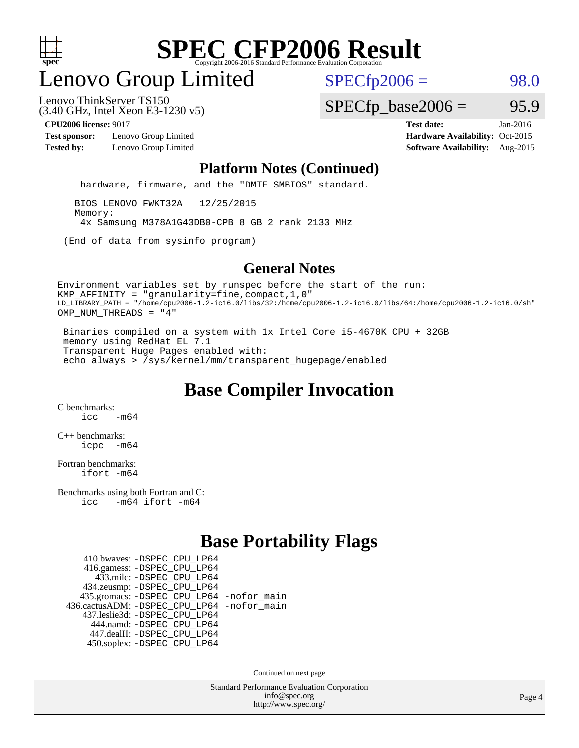# SPEC CFP2006 Result

Copyright 2006-2016 Standard Performance Evaluation Corporation

## Lenovo Group Limited

Lenovo ThinkServer TS150
(3.40 GHz, Intel Xeon E3-1230 v5)

SPECfp2006 = 98.0

SPECfp_base2006 = 95.9

**CPU2006 license:** 9017
**Test sponsor:** Lenovo Group Limited
**Tested by:** Lenovo Group Limited

**Test date:** Jan-2016
**Hardware Availability:** Oct-2015
**Software Availability:** Aug-2015

### Platform Notes (Continued)

```
    hardware, firmware, and the "DMTF SMBIOS" standard.

   BIOS LENOVO FWKT32A   12/25/2015
   Memory:
    4x Samsung M378A1G43DB0-CPB 8 GB 2 rank 2133 MHz

 (End of data from sysinfo program)
```

### General Notes

```
Environment variables set by runspec before the start of the run:
KMP_AFFINITY = "granularity=fine,compact,1,0"
LD_LIBRARY_PATH = "/home/cpu2006-1.2-ic16.0/libs/32:/home/cpu2006-1.2-ic16.0/libs/64:/home/cpu2006-1.2-ic16.0/sh"
OMP_NUM_THREADS = "4"

 Binaries compiled on a system with 1x Intel Core i5-4670K CPU + 32GB
 memory using RedHat EL 7.1
 Transparent Huge Pages enabled with:
 echo always > /sys/kernel/mm/transparent_hugepage/enabled
```

## Base Compiler Invocation

C benchmarks:
  icc   -m64

C++ benchmarks:
  icpc  -m64

Fortran benchmarks:
  ifort -m64

Benchmarks using both Fortran and C:
  icc   -m64 ifort -m64

## Base Portability Flags

410.bwaves: -DSPEC_CPU_LP64
416.gamess: -DSPEC_CPU_LP64
433.milc: -DSPEC_CPU_LP64
434.zeusmp: -DSPEC_CPU_LP64
435.gromacs: -DSPEC_CPU_LP64 -nofor_main
436.cactusADM: -DSPEC_CPU_LP64 -nofor_main
437.leslie3d: -DSPEC_CPU_LP64
444.namd: -DSPEC_CPU_LP64
447.dealII: -DSPEC_CPU_LP64
450.soplex: -DSPEC_CPU_LP64

Continued on next page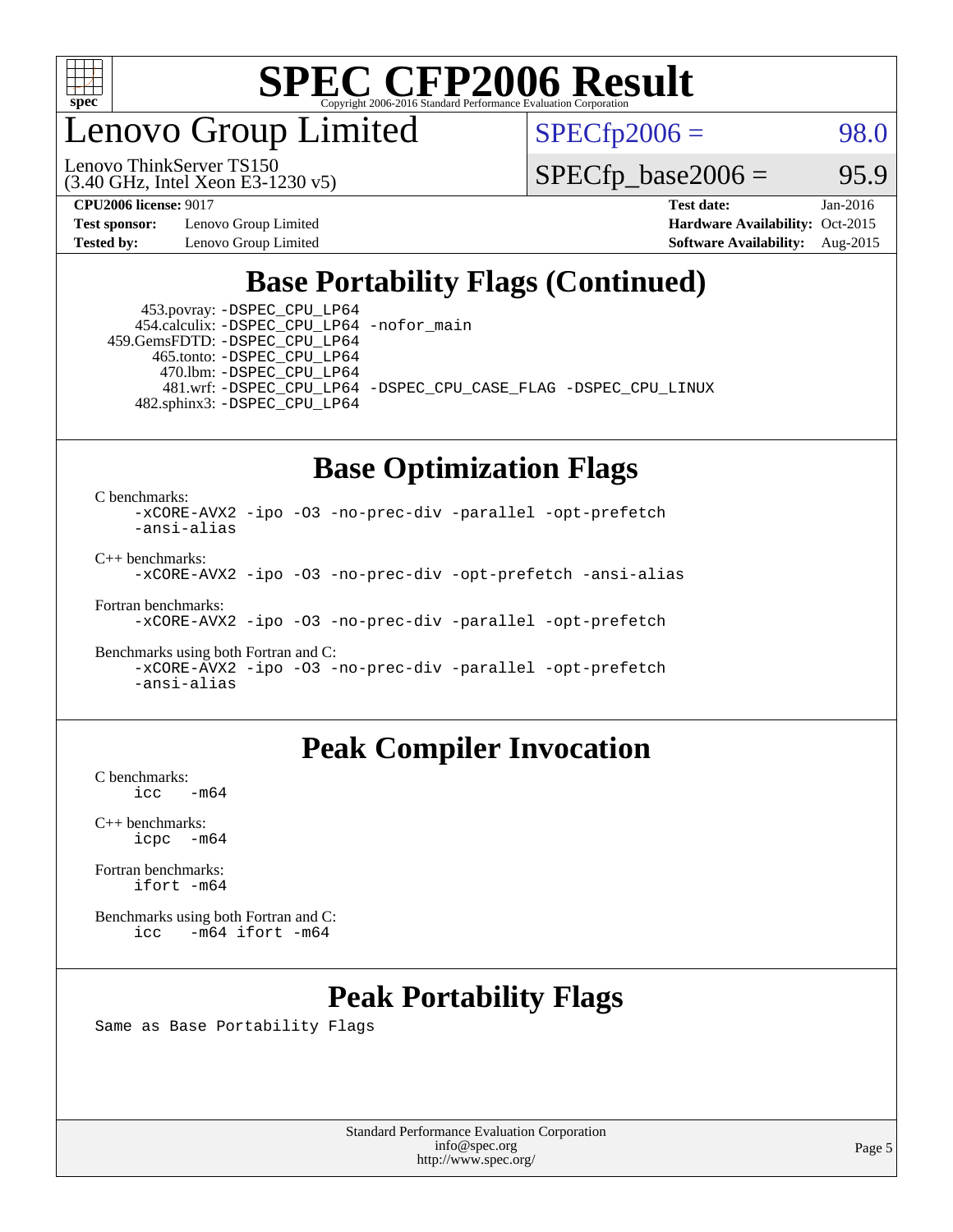# SPEC CFP2006 Result

Copyright 2006-2016 Standard Performance Evaluation Corporation

## Lenovo Group Limited

Lenovo ThinkServer TS150
(3.40 GHz, Intel Xeon E3-1230 v5)

SPECfp2006 = 98.0

SPECfp_base2006 = 95.9

**CPU2006 license:** 9017
**Test sponsor:** Lenovo Group Limited
**Tested by:** Lenovo Group Limited

**Test date:** Jan-2016
**Hardware Availability:** Oct-2015
**Software Availability:** Aug-2015

## Base Portability Flags (Continued)

```
   453.povray: -DSPEC_CPU_LP64
  454.calculix: -DSPEC_CPU_LP64 -nofor_main
 459.GemsFDTD: -DSPEC_CPU_LP64
    465.tonto: -DSPEC_CPU_LP64
      470.lbm: -DSPEC_CPU_LP64
      481.wrf: -DSPEC_CPU_LP64 -DSPEC_CPU_CASE_FLAG -DSPEC_CPU_LINUX
  482.sphinx3: -DSPEC_CPU_LP64
```

## Base Optimization Flags

C benchmarks:
```
-xCORE-AVX2 -ipo -O3 -no-prec-div -parallel -opt-prefetch
-ansi-alias
```

C++ benchmarks:
```
-xCORE-AVX2 -ipo -O3 -no-prec-div -opt-prefetch -ansi-alias
```

Fortran benchmarks:
```
-xCORE-AVX2 -ipo -O3 -no-prec-div -parallel -opt-prefetch
```

Benchmarks using both Fortran and C:
```
-xCORE-AVX2 -ipo -O3 -no-prec-div -parallel -opt-prefetch
-ansi-alias
```

## Peak Compiler Invocation

C benchmarks:
```
icc   -m64
```

C++ benchmarks:
```
icpc  -m64
```

Fortran benchmarks:
```
ifort -m64
```

Benchmarks using both Fortran and C:
```
icc   -m64 ifort -m64
```

## Peak Portability Flags

Same as Base Portability Flags

Standard Performance Evaluation Corporation
info@spec.org
http://www.spec.org/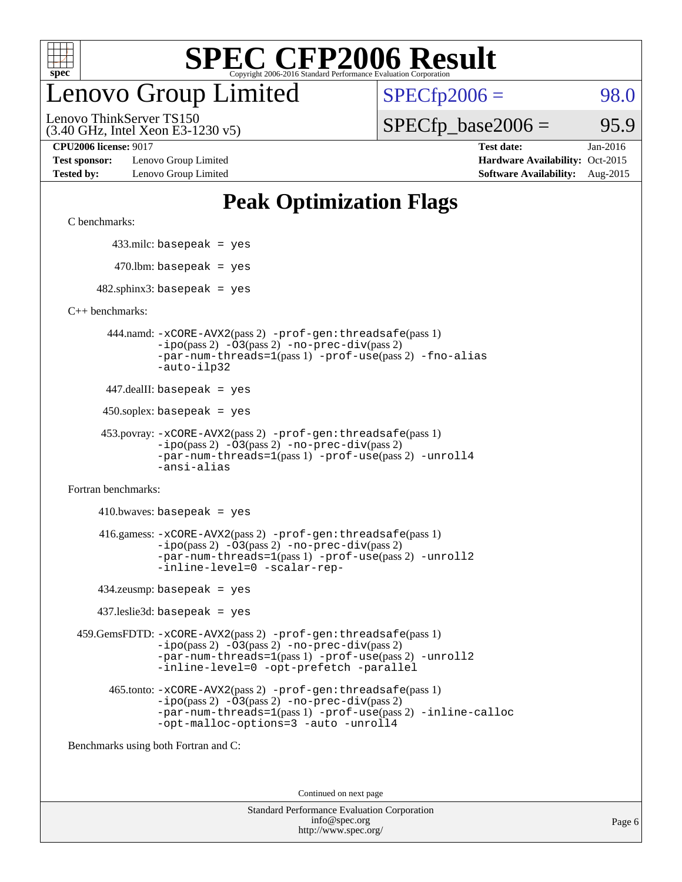# SPEC CFP2006 Result

Copyright 2006-2016 Standard Performance Evaluation Corporation

## Lenovo Group Limited

Lenovo ThinkServer TS150
(3.40 GHz, Intel Xeon E3-1230 v5)

SPECfp2006 = 98.0

SPECfp_base2006 = 95.9

**CPU2006 license:** 9017
**Test sponsor:** Lenovo Group Limited
**Tested by:** Lenovo Group Limited

**Test date:** Jan-2016
**Hardware Availability:** Oct-2015
**Software Availability:** Aug-2015

## Peak Optimization Flags

C benchmarks:

433.milc: basepeak = yes

470.lbm: basepeak = yes

482.sphinx3: basepeak = yes

C++ benchmarks:

444.namd: -xCORE-AVX2(pass 2) -prof-gen:threadsafe(pass 1) -ipo(pass 2) -O3(pass 2) -no-prec-div(pass 2) -par-num-threads=1(pass 1) -prof-use(pass 2) -fno-alias -auto-ilp32

447.dealII: basepeak = yes

450.soplex: basepeak = yes

453.povray: -xCORE-AVX2(pass 2) -prof-gen:threadsafe(pass 1) -ipo(pass 2) -O3(pass 2) -no-prec-div(pass 2) -par-num-threads=1(pass 1) -prof-use(pass 2) -unroll4 -ansi-alias

Fortran benchmarks:

410.bwaves: basepeak = yes

416.gamess: -xCORE-AVX2(pass 2) -prof-gen:threadsafe(pass 1) -ipo(pass 2) -O3(pass 2) -no-prec-div(pass 2) -par-num-threads=1(pass 1) -prof-use(pass 2) -unroll2 -inline-level=0 -scalar-rep-

434.zeusmp: basepeak = yes

437.leslie3d: basepeak = yes

459.GemsFDTD: -xCORE-AVX2(pass 2) -prof-gen:threadsafe(pass 1) -ipo(pass 2) -O3(pass 2) -no-prec-div(pass 2) -par-num-threads=1(pass 1) -prof-use(pass 2) -unroll2 -inline-level=0 -opt-prefetch -parallel

465.tonto: -xCORE-AVX2(pass 2) -prof-gen:threadsafe(pass 1) -ipo(pass 2) -O3(pass 2) -no-prec-div(pass 2) -par-num-threads=1(pass 1) -prof-use(pass 2) -inline-calloc -opt-malloc-options=3 -auto -unroll4

Benchmarks using both Fortran and C:

Continued on next page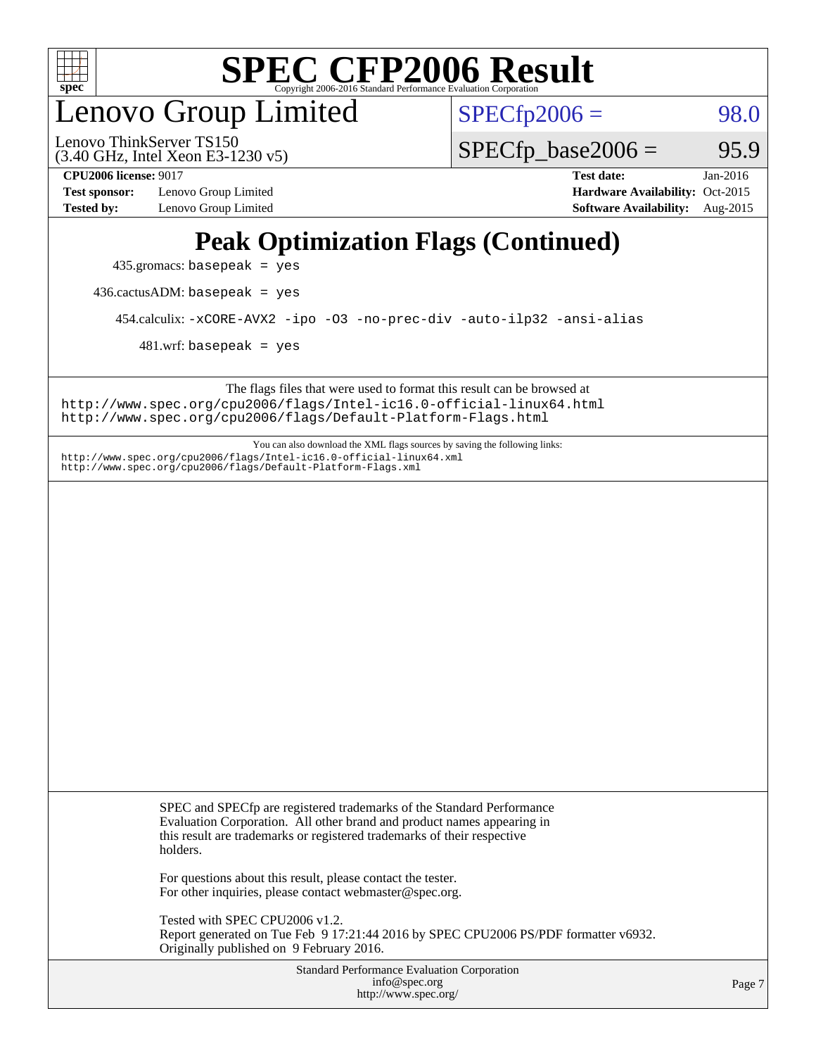# Peak Optimization Flags (Continued)

435.gromacs: basepeak = yes

436.cactusADM: basepeak = yes

454.calculix: -xCORE-AVX2 -ipo -O3 -no-prec-div -auto-ilp32 -ansi-alias

481.wrf: basepeak = yes

The flags files that were used to format this result can be browsed at
http://www.spec.org/cpu2006/flags/Intel-ic16.0-official-linux64.html
http://www.spec.org/cpu2006/flags/Default-Platform-Flags.html

You can also download the XML flags sources by saving the following links:
http://www.spec.org/cpu2006/flags/Intel-ic16.0-official-linux64.xml
http://www.spec.org/cpu2006/flags/Default-Platform-Flags.xml

SPEC and SPECfp are registered trademarks of the Standard Performance Evaluation Corporation. All other brand and product names appearing in this result are trademarks or registered trademarks of their respective holders.

For questions about this result, please contact the tester.
For other inquiries, please contact webmaster@spec.org.

Tested with SPEC CPU2006 v1.2.
Report generated on Tue Feb 9 17:21:44 2016 by SPEC CPU2006 PS/PDF formatter v6932.
Originally published on 9 February 2016.